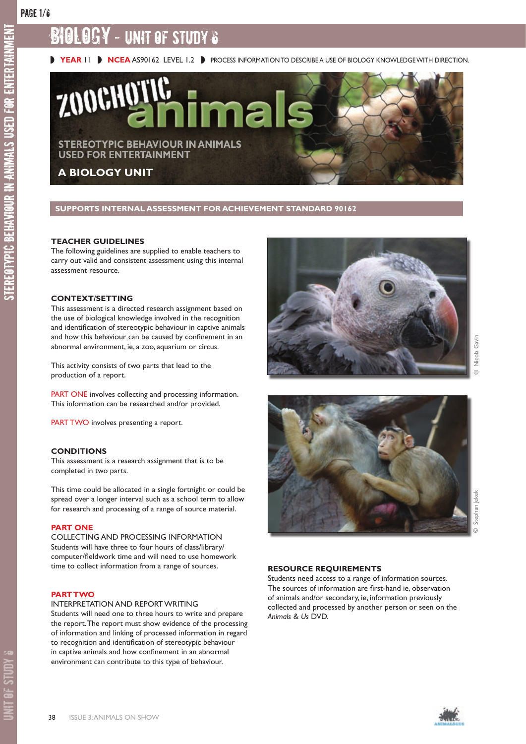# BIOLOGY - UNIT OF STUDY 6

◗ **YEAR** 11 ◗ **NCEA** AS90162 LEVEL 1.2 ◗ PROCESS INFORMATION TO DESCRIBE A USE OF BIOLOGY KNOWLEDGE WITH DIRECTION.

## ZOOCHOTIC animals

**STEREOTYPIC BEHAVIOUR IN ANIMALS USED FOR ENTERTAINMENT**

**A BIOLOGY UNIT**

**SUPPORTS INTERNAL ASSESSMENT FOR ACHIEVEMENT STANDARD 90162**

### TEACHER GUIDELINES

The following guidelines are supplied to enable teachers to carry out valid and consistent assessment using this internal assessment resource.

### CONTEXT/SETTING

This assessment is a directed research assignment based on the use of biological knowledge involved in the recognition and identification of stereotypic behaviour in captive animals and how this behaviour can be caused by confinement in an abnormal environment, ie, a zoo, aquarium or circus.

This activity consists of two parts that lead to the production of a report.

PART ONE involves collecting and processing information. This information can be researched and/or provided.

PART TWO involves presenting a report.

### CONDITIONS

This assessment is a research assignment that is to be completed in two parts.

This time could be allocated in a single fortnight or could be spread over a longer interval such as a school term to allow for research and processing of a range of source material.

### PART ONE

COLLECTING AND PROCESSING INFORMATION

Students will have three to four hours of class/library/computer/fieldwork time and will need to use homework time to collect information from a range of sources.

### PART TWO

INTERPRETATION AND REPORT WRITING

Students will need one to three hours to write and prepare the report. The report must show evidence of the processing of information and linking of processed information in regard to recognition and identification of stereotypic behaviour in captive animals and how confinement in an abnormal environment can contribute to this type of behaviour.

© Nicola Gavin

© Stephan Jekek

### RESOURCE REQUIREMENTS

Students need access to a range of information sources. The sources of information are first-hand ie, observation of animals and/or secondary, ie, information previously collected and processed by another person or seen on the *Animals & Us* DVD.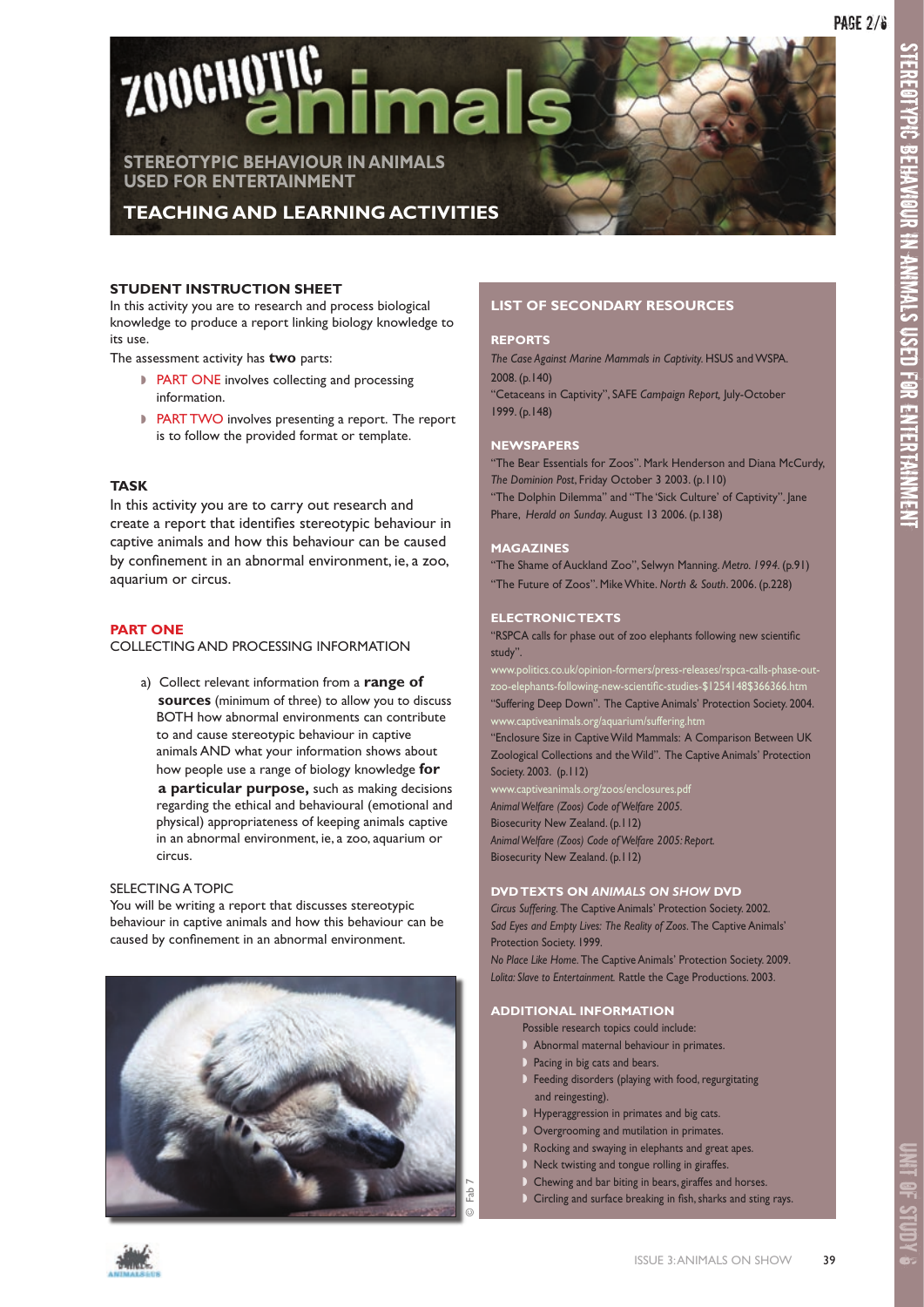# ZOOCHOTIC animals

## STEREOTYPIC BEHAVIOUR IN ANIMALS USED FOR ENTERTAINMENT

## TEACHING AND LEARNING ACTIVITIES

### STUDENT INSTRUCTION SHEET

In this activity you are to research and process biological knowledge to produce a report linking biology knowledge to its use.

The assessment activity has **two** parts:

- PART ONE involves collecting and processing information.
- PART TWO involves presenting a report. The report is to follow the provided format or template.

### TASK

In this activity you are to carry out research and create a report that identifies stereotypic behaviour in captive animals and how this behaviour can be caused by confinement in an abnormal environment, ie, a zoo, aquarium or circus.

### PART ONE

COLLECTING AND PROCESSING INFORMATION

a) Collect relevant information from a **range of sources** (minimum of three) to allow you to discuss BOTH how abnormal environments can contribute to and cause stereotypic behaviour in captive animals AND what your information shows about how people use a range of biology knowledge **for a particular purpose,** such as making decisions regarding the ethical and behavioural (emotional and physical) appropriateness of keeping animals captive in an abnormal environment, ie, a zoo, aquarium or circus.

SELECTING A TOPIC

You will be writing a report that discusses stereotypic behaviour in captive animals and how this behaviour can be caused by confinement in an abnormal environment.

© Fab 7

### LIST OF SECONDARY RESOURCES

#### REPORTS

*The Case Against Marine Mammals in Captivity.* HSUS and WSPA. 2008. (p.140)

"Cetaceans in Captivity", SAFE *Campaign Report,* July-October 1999. (p.148)

#### NEWSPAPERS

"The Bear Essentials for Zoos". Mark Henderson and Diana McCurdy, *The Dominion Post*, Friday October 3 2003. (p.110)

"The Dolphin Dilemma" and "The 'Sick Culture' of Captivity". Jane Phare, *Herald on Sunday.* August 13 2006. (p.138)

#### MAGAZINES

"The Shame of Auckland Zoo", Selwyn Manning. *Metro. 1994.* (p.91)

"The Future of Zoos". Mike White. *North & South*. 2006. (p.228)

#### ELECTRONIC TEXTS

"RSPCA calls for phase out of zoo elephants following new scientific study".

www.politics.co.uk/opinion-formers/press-releases/rspca-calls-phase-out-zoo-elephants-following-new-scientific-studies-$1254148$366366.htm

"Suffering Deep Down". The Captive Animals' Protection Society. 2004.

www.captiveanimals.org/aquarium/suffering.htm

"Enclosure Size in Captive Wild Mammals: A Comparison Between UK Zoological Collections and the Wild". The Captive Animals' Protection Society. 2003. (p.112)

www.captiveanimals.org/zoos/enclosures.pdf

*Animal Welfare (Zoos) Code of Welfare 2005.* Biosecurity New Zealand. (p.112)

*Animal Welfare (Zoos) Code of Welfare 2005: Report.* Biosecurity New Zealand. (p.112)

#### DVD TEXTS ON *ANIMALS ON SHOW* DVD

*Circus Suffering.* The Captive Animals' Protection Society. 2002.

*Sad Eyes and Empty Lives: The Reality of Zoos.* The Captive Animals' Protection Society. 1999.

*No Place Like Home.* The Captive Animals' Protection Society. 2009.

*Lolita: Slave to Entertainment.* Rattle the Cage Productions. 2003.

#### ADDITIONAL INFORMATION

Possible research topics could include:

- Abnormal maternal behaviour in primates.
- Pacing in big cats and bears.
- Feeding disorders (playing with food, regurgitating and reingesting).
- Hyperaggression in primates and big cats.
- Overgrooming and mutilation in primates.
- Rocking and swaying in elephants and great apes.
- Neck twisting and tongue rolling in giraffes.
- Chewing and bar biting in bears, giraffes and horses.
- Circling and surface breaking in fish, sharks and sting rays.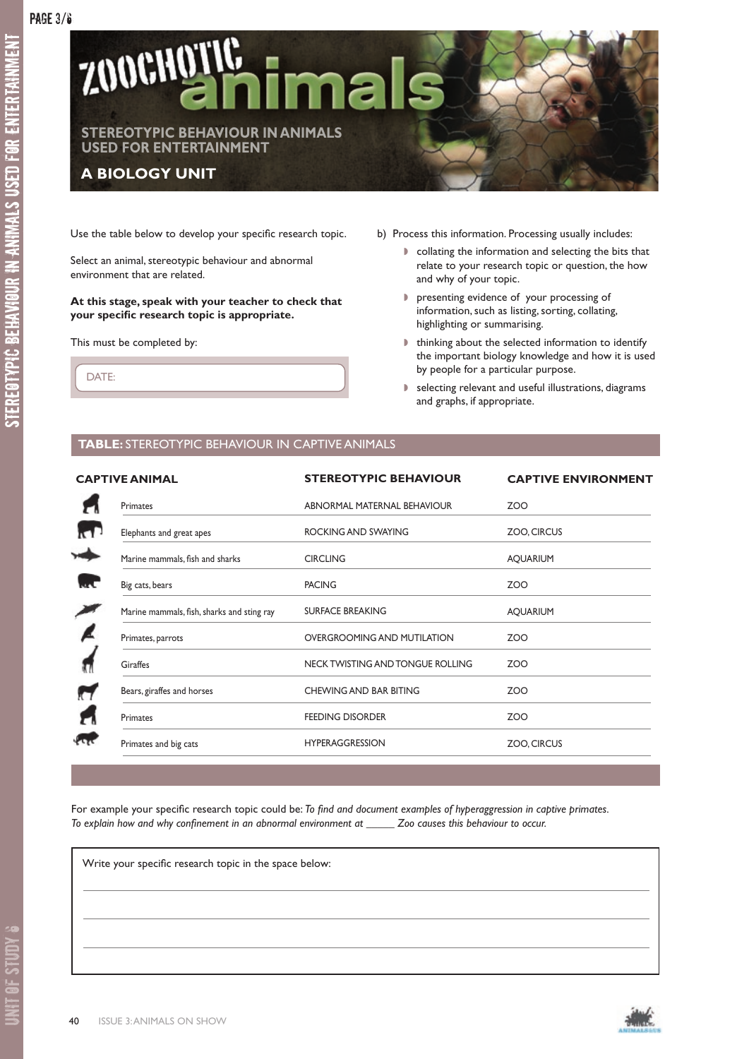# ZOOCHOTIC animals

## STEREOTYPIC BEHAVIOUR IN ANIMALS USED FOR ENTERTAINMENT

## A BIOLOGY UNIT

Use the table below to develop your specific research topic.

Select an animal, stereotypic behaviour and abnormal environment that are related.

**At this stage, speak with your teacher to check that your specific research topic is appropriate.**

This must be completed by:

DATE:

b) Process this information. Processing usually includes:

- collating the information and selecting the bits that relate to your research topic or question, the how and why of your topic.
- presenting evidence of your processing of information, such as listing, sorting, collating, highlighting or summarising.
- thinking about the selected information to identify the important biology knowledge and how it is used by people for a particular purpose.
- selecting relevant and useful illustrations, diagrams and graphs, if appropriate.

**TABLE:** STEREOTYPIC BEHAVIOUR IN CAPTIVE ANIMALS

| CAPTIVE ANIMAL | STEREOTYPIC BEHAVIOUR | CAPTIVE ENVIRONMENT |
|---|---|---|
| Primates | ABNORMAL MATERNAL BEHAVIOUR | ZOO |
| Elephants and great apes | ROCKING AND SWAYING | ZOO, CIRCUS |
| Marine mammals, fish and sharks | CIRCLING | AQUARIUM |
| Big cats, bears | PACING | ZOO |
| Marine mammals, fish, sharks and sting ray | SURFACE BREAKING | AQUARIUM |
| Primates, parrots | OVERGROOMING AND MUTILATION | ZOO |
| Giraffes | NECK TWISTING AND TONGUE ROLLING | ZOO |
| Bears, giraffes and horses | CHEWING AND BAR BITING | ZOO |
| Primates | FEEDING DISORDER | ZOO |
| Primates and big cats | HYPERAGGRESSION | ZOO, CIRCUS |

For example your specific research topic could be: *To find and document examples of hyperaggression in captive primates. To explain how and why confinement in an abnormal environment at _____ Zoo causes this behaviour to occur.*

Write your specific research topic in the space below:

_______________________________________________

_______________________________________________

_______________________________________________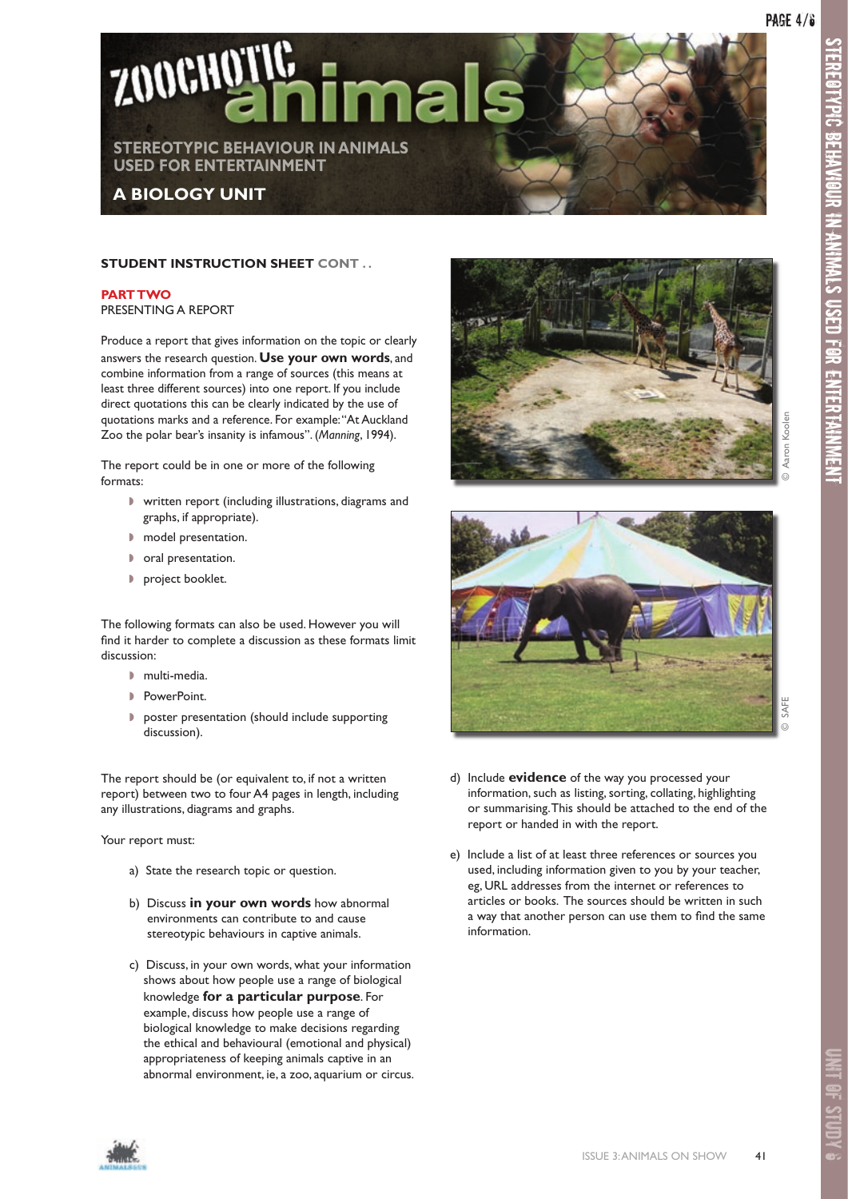# ZOOCHOTIC animals

## STEREOTYPIC BEHAVIOUR IN ANIMALS USED FOR ENTERTAINMENT

## A BIOLOGY UNIT

### STUDENT INSTRUCTION SHEET CONT . .

**PART TWO**
PRESENTING A REPORT

Produce a report that gives information on the topic or clearly answers the research question. **Use your own words**, and combine information from a range of sources (this means at least three different sources) into one report. If you include direct quotations this can be clearly indicated by the use of quotations marks and a reference. For example: "At Auckland Zoo the polar bear's insanity is infamous". (*Manning*, 1994).

The report could be in one or more of the following formats:

- written report (including illustrations, diagrams and graphs, if appropriate).
- model presentation.
- oral presentation.
- project booklet.

The following formats can also be used. However you will find it harder to complete a discussion as these formats limit discussion:

- multi-media.
- PowerPoint.
- poster presentation (should include supporting discussion).

The report should be (or equivalent to, if not a written report) between two to four A4 pages in length, including any illustrations, diagrams and graphs.

Your report must:

a) State the research topic or question.

b) Discuss **in your own words** how abnormal environments can contribute to and cause stereotypic behaviours in captive animals.

c) Discuss, in your own words, what your information shows about how people use a range of biological knowledge **for a particular purpose**. For example, discuss how people use a range of biological knowledge to make decisions regarding the ethical and behavioural (emotional and physical) appropriateness of keeping animals captive in an abnormal environment, ie, a zoo, aquarium or circus.

d) Include **evidence** of the way you processed your information, such as listing, sorting, collating, highlighting or summarising. This should be attached to the end of the report or handed in with the report.

e) Include a list of at least three references or sources you used, including information given to you by your teacher, eg, URL addresses from the internet or references to articles or books. The sources should be written in such a way that another person can use them to find the same information.

© Aaron Koolen

© SAFE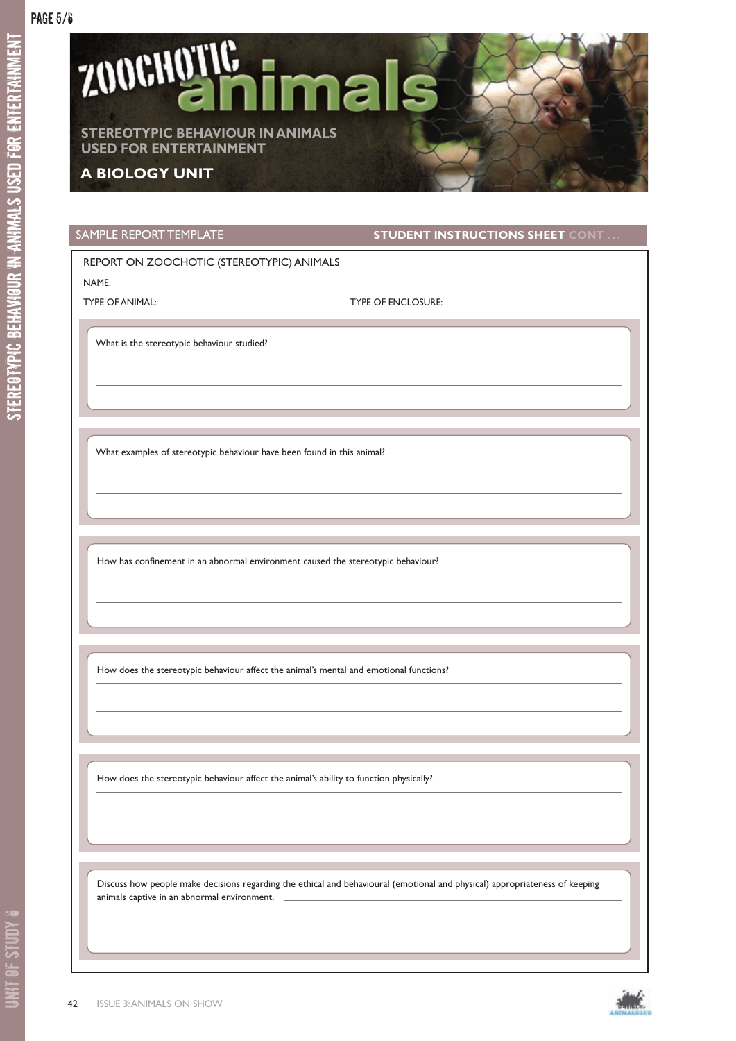# ZOOCHOTIC animals

## STEREOTYPIC BEHAVIOUR IN ANIMALS USED FOR ENTERTAINMENT

## A BIOLOGY UNIT

SAMPLE REPORT TEMPLATE | **STUDENT INSTRUCTIONS SHEET** CONT ...

REPORT ON ZOOCHOTIC (STEREOTYPIC) ANIMALS

NAME:

TYPE OF ANIMAL: TYPE OF ENCLOSURE:

What is the stereotypic behaviour studied?

What examples of stereotypic behaviour have been found in this animal?

How has confinement in an abnormal environment caused the stereotypic behaviour?

How does the stereotypic behaviour affect the animal's mental and emotional functions?

How does the stereotypic behaviour affect the animal's ability to function physically?

Discuss how people make decisions regarding the ethical and behavioural (emotional and physical) appropriateness of keeping animals captive in an abnormal environment.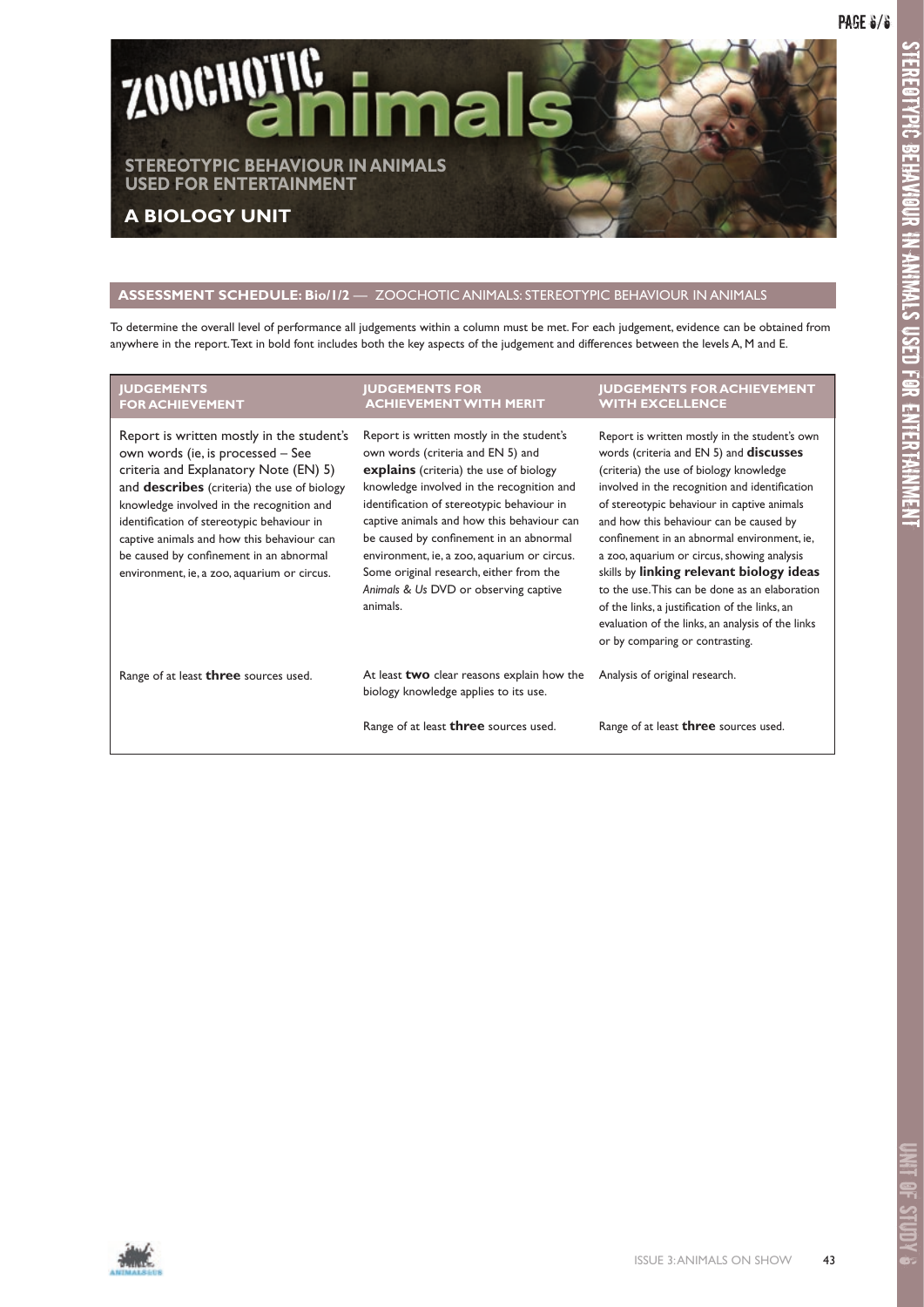# ZOOCHOTIC animals

## STEREOTYPIC BEHAVIOUR IN ANIMALS USED FOR ENTERTAINMENT

## A BIOLOGY UNIT

### ASSESSMENT SCHEDULE: Bio/1/2 — ZOOCHOTIC ANIMALS: STEREOTYPIC BEHAVIOUR IN ANIMALS

To determine the overall level of performance all judgements within a column must be met. For each judgement, evidence can be obtained from anywhere in the report. Text in bold font includes both the key aspects of the judgement and differences between the levels A, M and E.

| JUDGEMENTS FOR ACHIEVEMENT | JUDGEMENTS FOR ACHIEVEMENT WITH MERIT | JUDGEMENTS FOR ACHIEVEMENT WITH EXCELLENCE |
|---|---|---|
| Report is written mostly in the student's own words (ie, is processed – See criteria and Explanatory Note (EN) 5) and **describes** (criteria) the use of biology knowledge involved in the recognition and identification of stereotypic behaviour in captive animals and how this behaviour can be caused by confinement in an abnormal environment, ie, a zoo, aquarium or circus. | Report is written mostly in the student's own words (criteria and EN 5) and **explains** (criteria) the use of biology knowledge involved in the recognition and identification of stereotypic behaviour in captive animals and how this behaviour can be caused by confinement in an abnormal environment, ie, a zoo, aquarium or circus. Some original research, either from the *Animals & Us* DVD or observing captive animals. | Report is written mostly in the student's own words (criteria and EN 5) and **discusses** (criteria) the use of biology knowledge involved in the recognition and identification of stereotypic behaviour in captive animals and how this behaviour can be caused by confinement in an abnormal environment, ie, a zoo, aquarium or circus, showing analysis skills by **linking relevant biology ideas** to the use. This can be done as an elaboration of the links, a justification of the links, an evaluation of the links, an analysis of the links or by comparing or contrasting. |
| Range of at least **three** sources used. | At least **two** clear reasons explain how the biology knowledge applies to its use. | Analysis of original research. |
| | Range of at least **three** sources used. | Range of at least **three** sources used. |